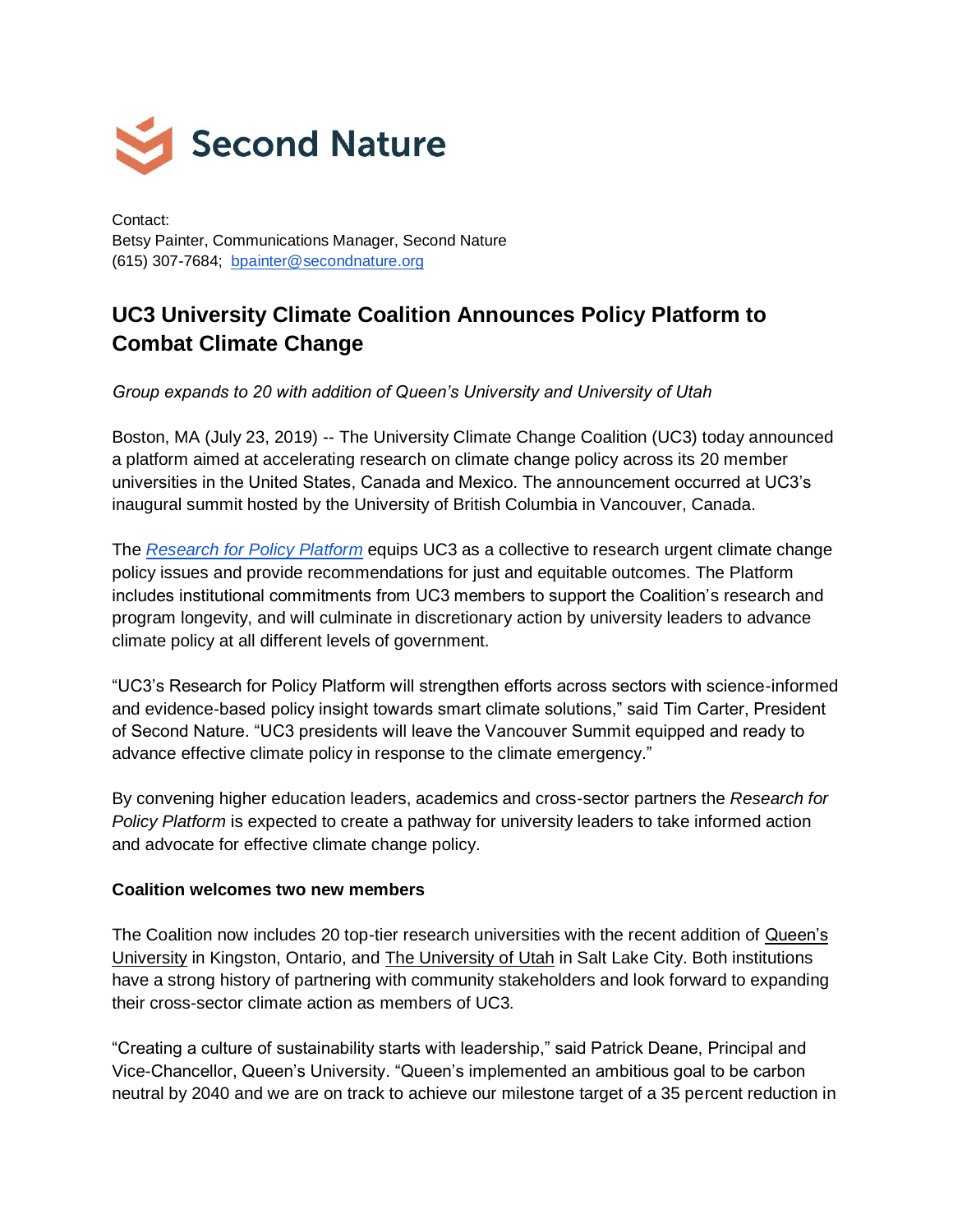Second Nature

Contact:
Betsy Painter, Communications Manager, Second Nature
(615) 307-7684; bpainter@secondnature.org

## UC3 University Climate Coalition Announces Policy Platform to Combat Climate Change

*Group expands to 20 with addition of Queen's University and University of Utah*

Boston, MA (July 23, 2019) -- The University Climate Change Coalition (UC3) today announced a platform aimed at accelerating research on climate change policy across its 20 member universities in the United States, Canada and Mexico. The announcement occurred at UC3's inaugural summit hosted by the University of British Columbia in Vancouver, Canada.

The *Research for Policy Platform* equips UC3 as a collective to research urgent climate change policy issues and provide recommendations for just and equitable outcomes. The Platform includes institutional commitments from UC3 members to support the Coalition's research and program longevity, and will culminate in discretionary action by university leaders to advance climate policy at all different levels of government.

"UC3's Research for Policy Platform will strengthen efforts across sectors with science-informed and evidence-based policy insight towards smart climate solutions," said Tim Carter, President of Second Nature. "UC3 presidents will leave the Vancouver Summit equipped and ready to advance effective climate policy in response to the climate emergency."

By convening higher education leaders, academics and cross-sector partners the *Research for Policy Platform* is expected to create a pathway for university leaders to take informed action and advocate for effective climate change policy.

**Coalition welcomes two new members**

The Coalition now includes 20 top-tier research universities with the recent addition of Queen's University in Kingston, Ontario, and The University of Utah in Salt Lake City. Both institutions have a strong history of partnering with community stakeholders and look forward to expanding their cross-sector climate action as members of UC3.

"Creating a culture of sustainability starts with leadership," said Patrick Deane, Principal and Vice-Chancellor, Queen's University. "Queen's implemented an ambitious goal to be carbon neutral by 2040 and we are on track to achieve our milestone target of a 35 percent reduction in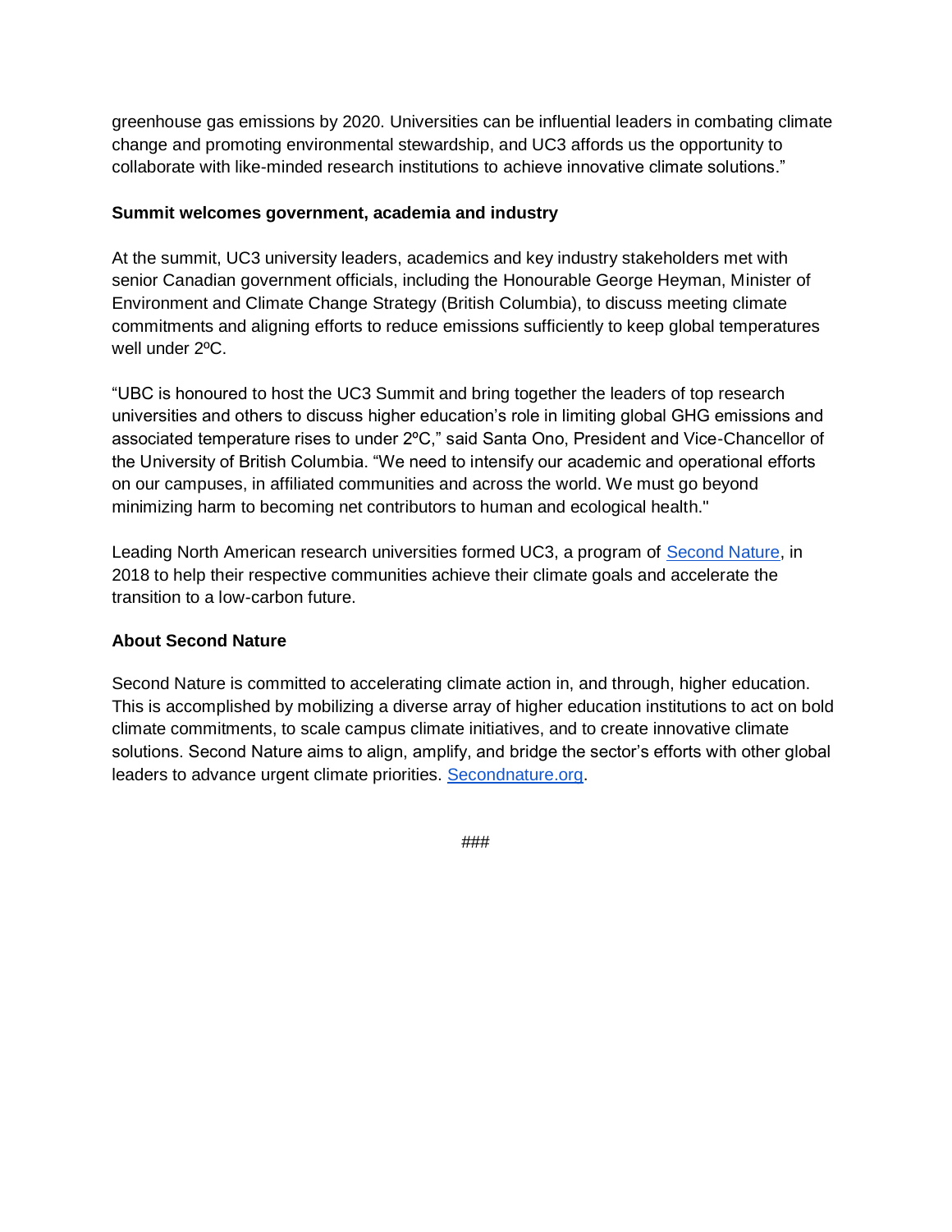greenhouse gas emissions by 2020. Universities can be influential leaders in combating climate change and promoting environmental stewardship, and UC3 affords us the opportunity to collaborate with like-minded research institutions to achieve innovative climate solutions."

**Summit welcomes government, academia and industry**

At the summit, UC3 university leaders, academics and key industry stakeholders met with senior Canadian government officials, including the Honourable George Heyman, Minister of Environment and Climate Change Strategy (British Columbia), to discuss meeting climate commitments and aligning efforts to reduce emissions sufficiently to keep global temperatures well under 2ºC.

"UBC is honoured to host the UC3 Summit and bring together the leaders of top research universities and others to discuss higher education's role in limiting global GHG emissions and associated temperature rises to under 2ºC," said Santa Ono, President and Vice-Chancellor of the University of British Columbia. "We need to intensify our academic and operational efforts on our campuses, in affiliated communities and across the world. We must go beyond minimizing harm to becoming net contributors to human and ecological health."

Leading North American research universities formed UC3, a program of [Second Nature](), in 2018 to help their respective communities achieve their climate goals and accelerate the transition to a low-carbon future.

**About Second Nature**

Second Nature is committed to accelerating climate action in, and through, higher education. This is accomplished by mobilizing a diverse array of higher education institutions to act on bold climate commitments, to scale campus climate initiatives, and to create innovative climate solutions. Second Nature aims to align, amplify, and bridge the sector's efforts with other global leaders to advance urgent climate priorities. [Secondnature.org]().

###